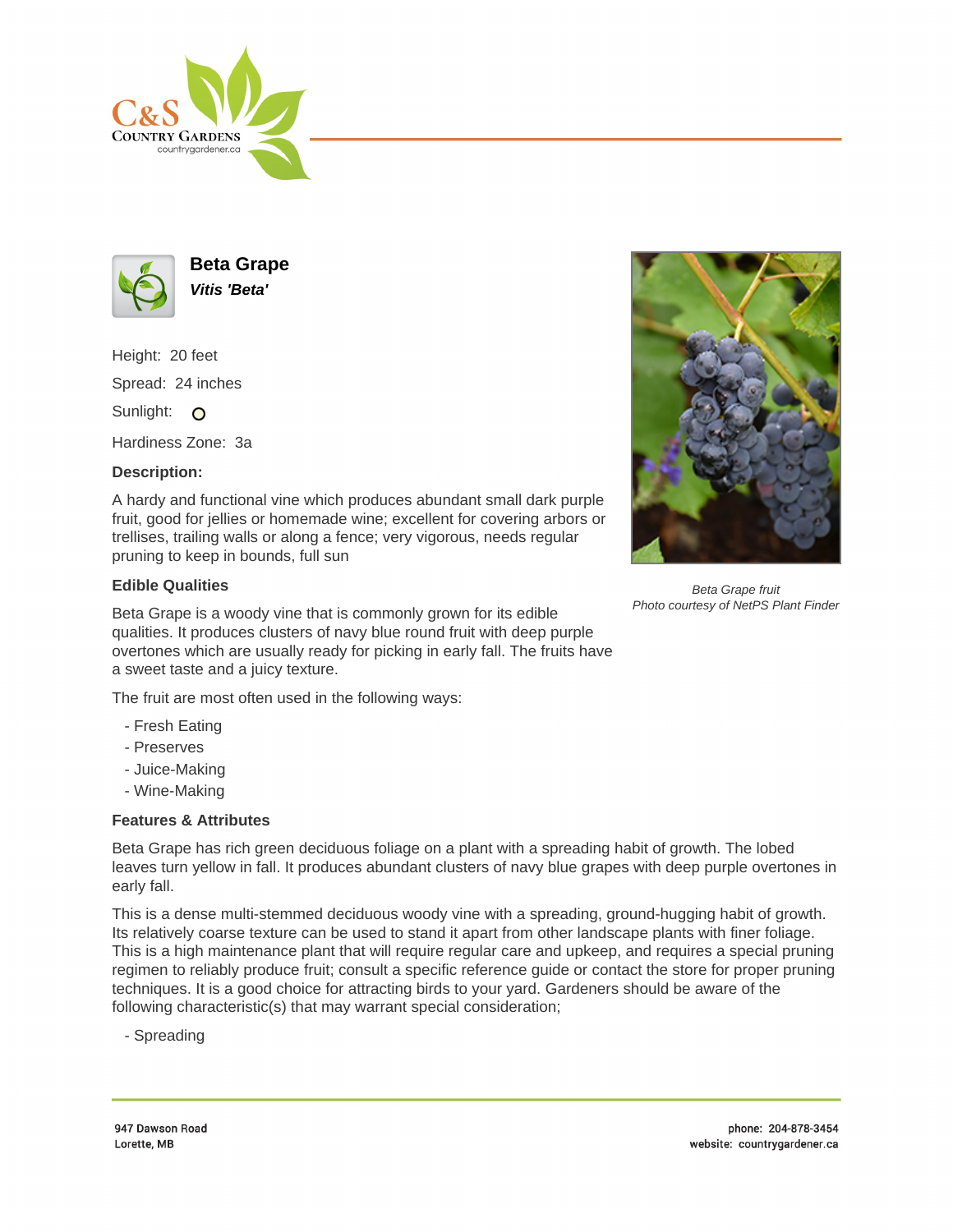# Beta Grape

***Vitis 'Beta'***

Height: 20 feet

Spread: 24 inches

Sunlight:

Hardiness Zone: 3a

**Description:**

A hardy and functional vine which produces abundant small dark purple fruit, good for jellies or homemade wine; excellent for covering arbors or trellises, trailing walls or along a fence; very vigorous, needs regular pruning to keep in bounds, full sun

*Beta Grape fruit*
*Photo courtesy of NetPS Plant Finder*

## Edible Qualities

Beta Grape is a woody vine that is commonly grown for its edible qualities. It produces clusters of navy blue round fruit with deep purple overtones which are usually ready for picking in early fall. The fruits have a sweet taste and a juicy texture.

The fruit are most often used in the following ways:

- Fresh Eating
- Preserves
- Juice-Making
- Wine-Making

## Features & Attributes

Beta Grape has rich green deciduous foliage on a plant with a spreading habit of growth. The lobed leaves turn yellow in fall. It produces abundant clusters of navy blue grapes with deep purple overtones in early fall.

This is a dense multi-stemmed deciduous woody vine with a spreading, ground-hugging habit of growth. Its relatively coarse texture can be used to stand it apart from other landscape plants with finer foliage. This is a high maintenance plant that will require regular care and upkeep, and requires a special pruning regimen to reliably produce fruit; consult a specific reference guide or contact the store for proper pruning techniques. It is a good choice for attracting birds to your yard. Gardeners should be aware of the following characteristic(s) that may warrant special consideration;

- Spreading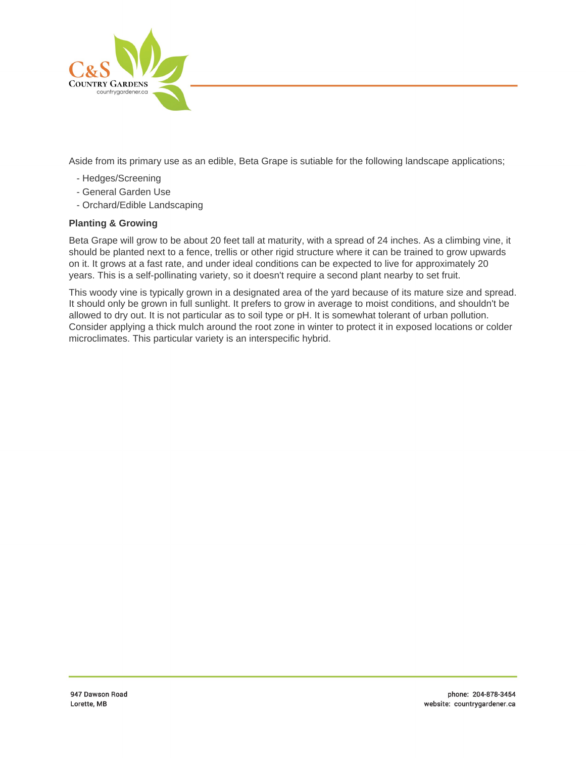Aside from its primary use as an edible, Beta Grape is sutiable for the following landscape applications;

- Hedges/Screening
- General Garden Use
- Orchard/Edible Landscaping

**Planting & Growing**

Beta Grape will grow to be about 20 feet tall at maturity, with a spread of 24 inches. As a climbing vine, it should be planted next to a fence, trellis or other rigid structure where it can be trained to grow upwards on it. It grows at a fast rate, and under ideal conditions can be expected to live for approximately 20 years. This is a self-pollinating variety, so it doesn't require a second plant nearby to set fruit.

This woody vine is typically grown in a designated area of the yard because of its mature size and spread. It should only be grown in full sunlight. It prefers to grow in average to moist conditions, and shouldn't be allowed to dry out. It is not particular as to soil type or pH. It is somewhat tolerant of urban pollution. Consider applying a thick mulch around the root zone in winter to protect it in exposed locations or colder microclimates. This particular variety is an interspecific hybrid.